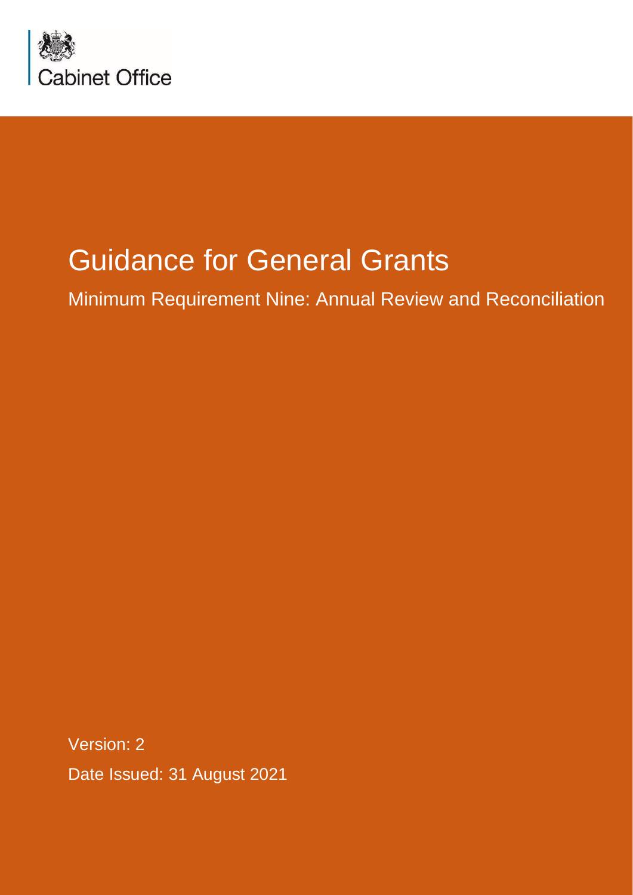Cabinet Office

# Guidance for General Grants

## Minimum Requirement Nine: Annual Review and Reconciliation

Version: 2

Date Issued: 31 August 2021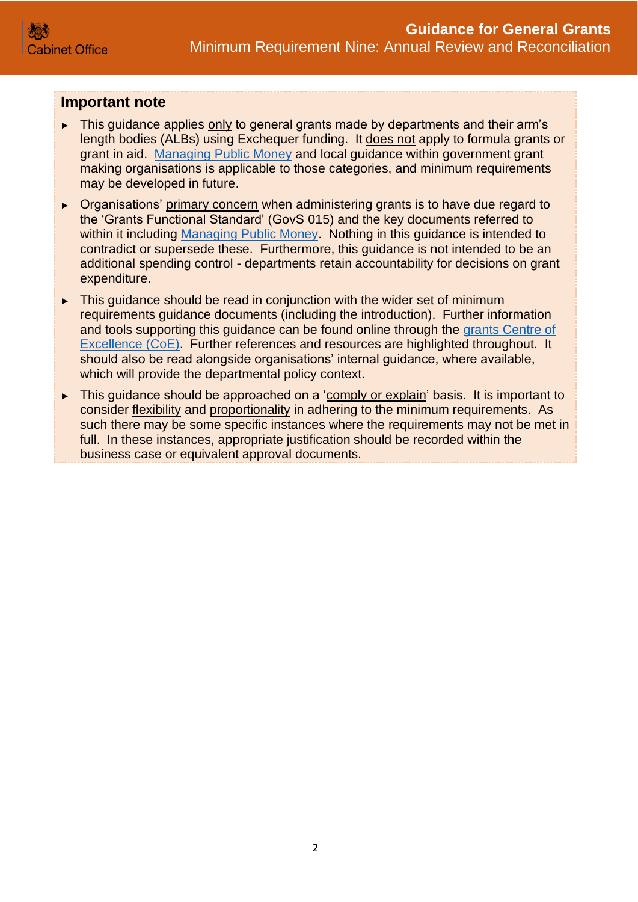## Important note

- This guidance applies only to general grants made by departments and their arm's length bodies (ALBs) using Exchequer funding. It does not apply to formula grants or grant in aid. [Managing Public Money](#) and local guidance within government grant making organisations is applicable to those categories, and minimum requirements may be developed in future.
- Organisations' primary concern when administering grants is to have due regard to the 'Grants Functional Standard' (GovS 015) and the key documents referred to within it including [Managing Public Money](#). Nothing in this guidance is intended to contradict or supersede these. Furthermore, this guidance is not intended to be an additional spending control - departments retain accountability for decisions on grant expenditure.
- This guidance should be read in conjunction with the wider set of minimum requirements guidance documents (including the introduction). Further information and tools supporting this guidance can be found online through the [grants Centre of Excellence (CoE)](#). Further references and resources are highlighted throughout. It should also be read alongside organisations' internal guidance, where available, which will provide the departmental policy context.
- This guidance should be approached on a 'comply or explain' basis. It is important to consider flexibility and proportionality in adhering to the minimum requirements. As such there may be some specific instances where the requirements may not be met in full. In these instances, appropriate justification should be recorded within the business case or equivalent approval documents.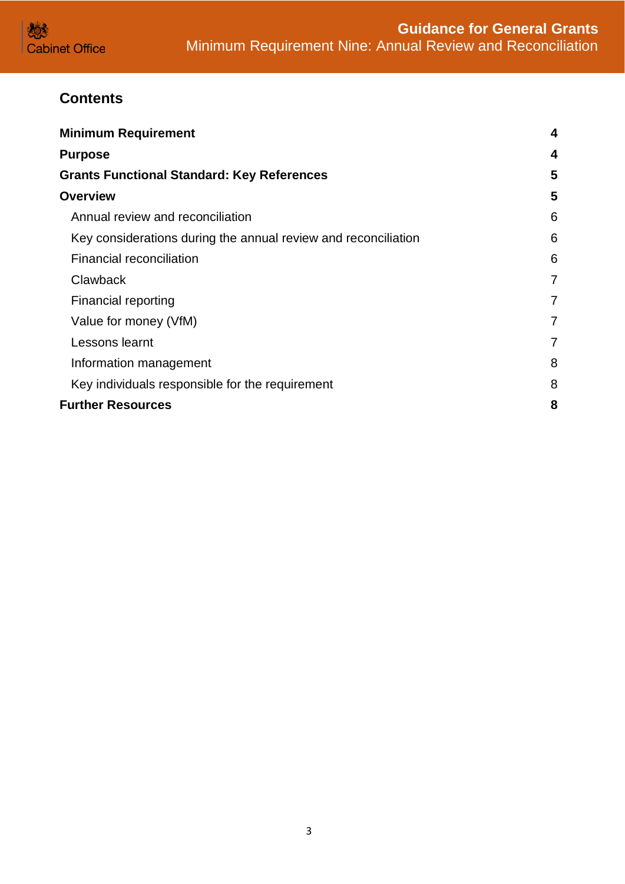## Contents

| | |
|---|---|
| **Minimum Requirement** | **4** |
| **Purpose** | **4** |
| **Grants Functional Standard: Key References** | **5** |
| **Overview** | **5** |
| Annual review and reconciliation | 6 |
| Key considerations during the annual review and reconciliation | 6 |
| Financial reconciliation | 6 |
| Clawback | 7 |
| Financial reporting | 7 |
| Value for money (VfM) | 7 |
| Lessons learnt | 7 |
| Information management | 8 |
| Key individuals responsible for the requirement | 8 |
| **Further Resources** | **8** |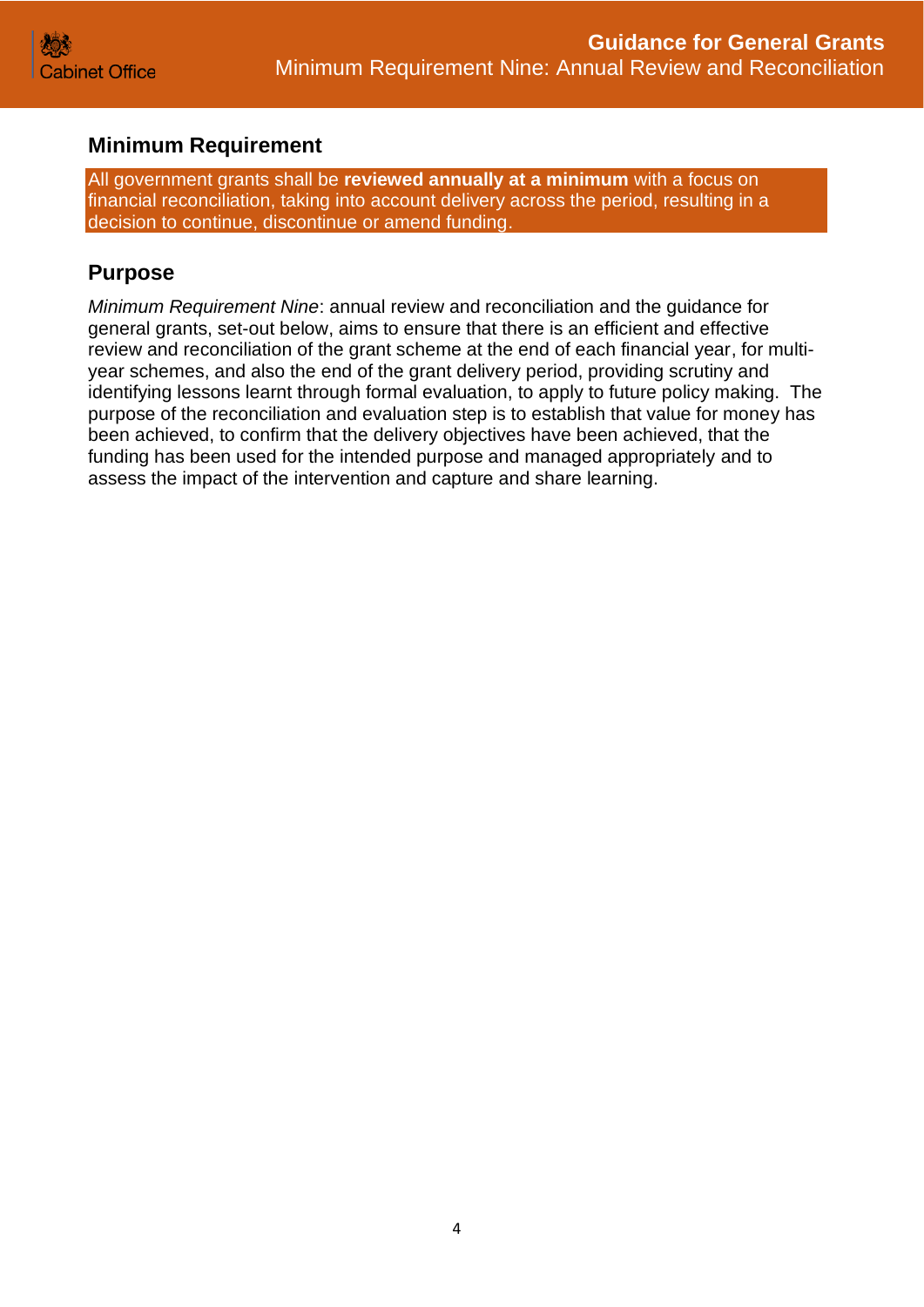## Minimum Requirement

All government grants shall be **reviewed annually at a minimum** with a focus on financial reconciliation, taking into account delivery across the period, resulting in a decision to continue, discontinue or amend funding.

## Purpose

*Minimum Requirement Nine*: annual review and reconciliation and the guidance for general grants, set-out below, aims to ensure that there is an efficient and effective review and reconciliation of the grant scheme at the end of each financial year, for multi-year schemes, and also the end of the grant delivery period, providing scrutiny and identifying lessons learnt through formal evaluation, to apply to future policy making. The purpose of the reconciliation and evaluation step is to establish that value for money has been achieved, to confirm that the delivery objectives have been achieved, that the funding has been used for the intended purpose and managed appropriately and to assess the impact of the intervention and capture and share learning.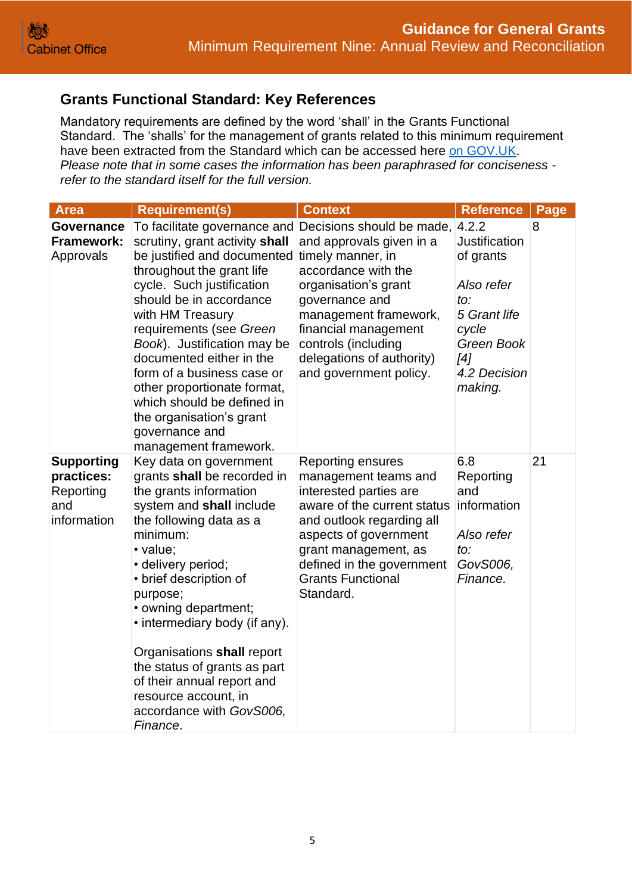## Grants Functional Standard: Key References

Mandatory requirements are defined by the word 'shall' in the Grants Functional Standard. The 'shalls' for the management of grants related to this minimum requirement have been extracted from the Standard which can be accessed here [on GOV.UK](). *Please note that in some cases the information has been paraphrased for conciseness - refer to the standard itself for the full version.*

| Area | Requirement(s) | Context | Reference | Page |
|---|---|---|---|---|
| **Governance Framework:** Approvals | To facilitate governance and scrutiny, grant activity **shall** be justified and documented throughout the grant life cycle. Such justification should be in accordance with HM Treasury requirements (see *Green Book*). Justification may be documented either in the form of a business case or other proportionate format, which should be defined in the organisation's grant governance and management framework. | Decisions should be made, and approvals given in a timely manner, in accordance with the organisation's grant governance and management framework, financial management controls (including delegations of authority) and government policy. | 4.2.2 Justification of grants<br><br>*Also refer to:*<br>*5 Grant life cycle*<br>*Green Book [4]*<br>*4.2 Decision making.* | 8 |
| **Supporting practices:** Reporting and information | Key data on government grants **shall** be recorded in the grants information system and **shall** include the following data as a minimum:<br>• value;<br>• delivery period;<br>• brief description of purpose;<br>• owning department;<br>• intermediary body (if any).<br><br>Organisations **shall** report the status of grants as part of their annual report and resource account, in accordance with *GovS006, Finance*. | Reporting ensures management teams and interested parties are aware of the current status and outlook regarding all aspects of government grant management, as defined in the government Grants Functional Standard. | 6.8 Reporting and information<br><br>*Also refer to:*<br>*GovS006, Finance.* | 21 |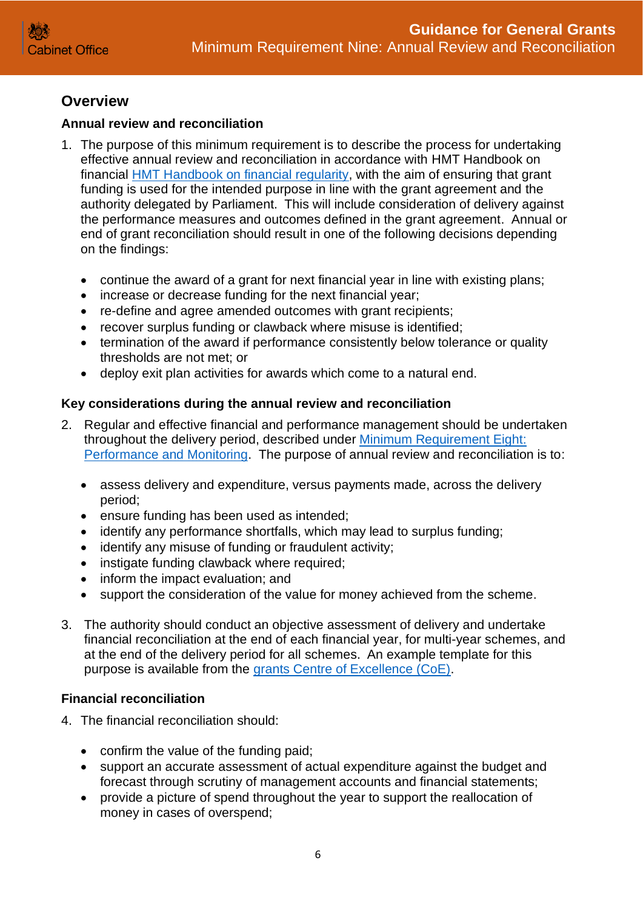## Overview

### Annual review and reconciliation

1. The purpose of this minimum requirement is to describe the process for undertaking effective annual review and reconciliation in accordance with HMT Handbook on financial HMT Handbook on financial regularity, with the aim of ensuring that grant funding is used for the intended purpose in line with the grant agreement and the authority delegated by Parliament. This will include consideration of delivery against the performance measures and outcomes defined in the grant agreement. Annual or end of grant reconciliation should result in one of the following decisions depending on the findings:

   - continue the award of a grant for next financial year in line with existing plans;
   - increase or decrease funding for the next financial year;
   - re-define and agree amended outcomes with grant recipients;
   - recover surplus funding or clawback where misuse is identified;
   - termination of the award if performance consistently below tolerance or quality thresholds are not met; or
   - deploy exit plan activities for awards which come to a natural end.

### Key considerations during the annual review and reconciliation

2. Regular and effective financial and performance management should be undertaken throughout the delivery period, described under Minimum Requirement Eight: Performance and Monitoring. The purpose of annual review and reconciliation is to:

   - assess delivery and expenditure, versus payments made, across the delivery period;
   - ensure funding has been used as intended;
   - identify any performance shortfalls, which may lead to surplus funding;
   - identify any misuse of funding or fraudulent activity;
   - instigate funding clawback where required;
   - inform the impact evaluation; and
   - support the consideration of the value for money achieved from the scheme.

3. The authority should conduct an objective assessment of delivery and undertake financial reconciliation at the end of each financial year, for multi-year schemes, and at the end of the delivery period for all schemes. An example template for this purpose is available from the grants Centre of Excellence (CoE).

### Financial reconciliation

4. The financial reconciliation should:

   - confirm the value of the funding paid;
   - support an accurate assessment of actual expenditure against the budget and forecast through scrutiny of management accounts and financial statements;
   - provide a picture of spend throughout the year to support the reallocation of money in cases of overspend;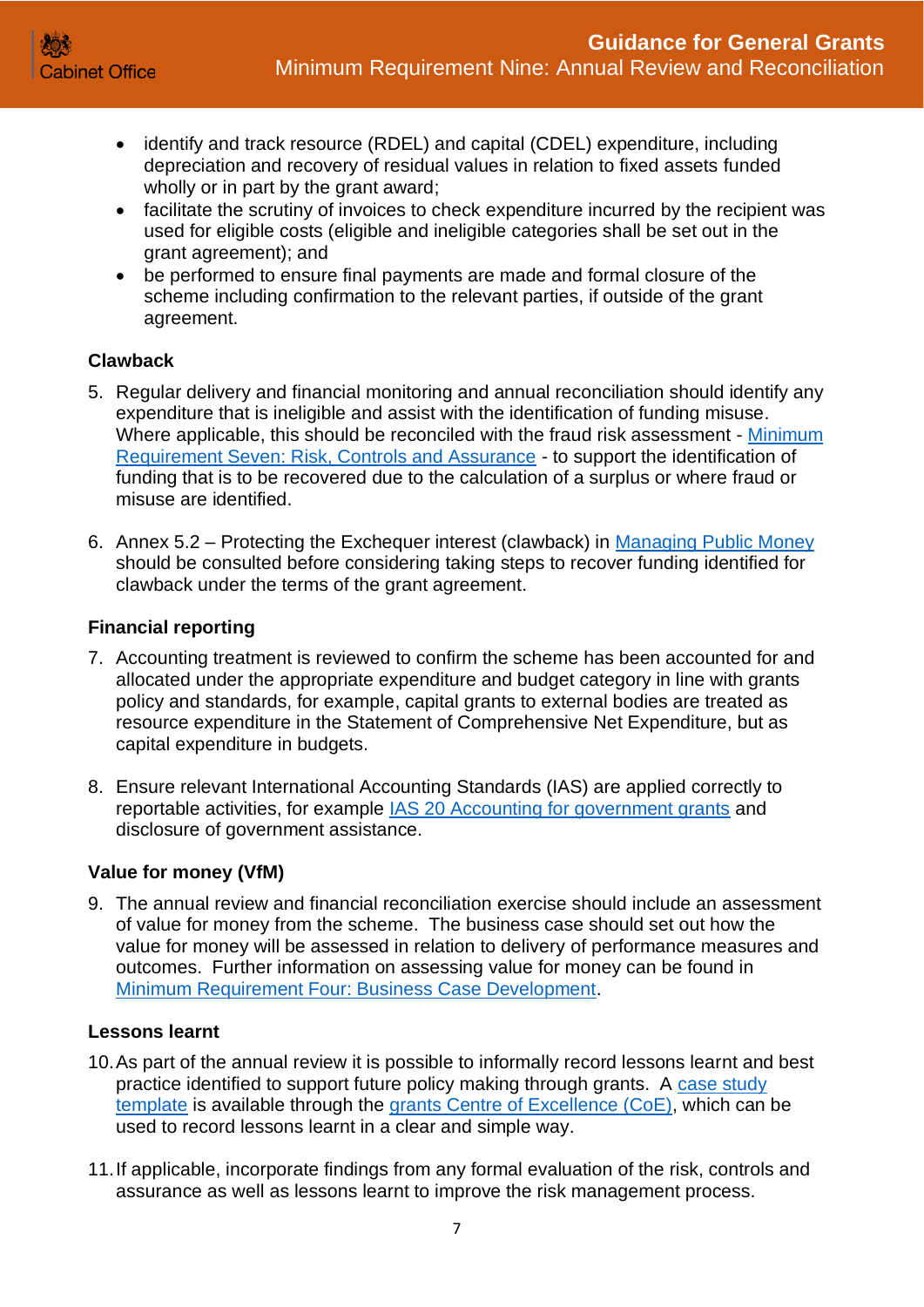- identify and track resource (RDEL) and capital (CDEL) expenditure, including depreciation and recovery of residual values in relation to fixed assets funded wholly or in part by the grant award;
- facilitate the scrutiny of invoices to check expenditure incurred by the recipient was used for eligible costs (eligible and ineligible categories shall be set out in the grant agreement); and
- be performed to ensure final payments are made and formal closure of the scheme including confirmation to the relevant parties, if outside of the grant agreement.

### Clawback

5. Regular delivery and financial monitoring and annual reconciliation should identify any expenditure that is ineligible and assist with the identification of funding misuse. Where applicable, this should be reconciled with the fraud risk assessment - Minimum Requirement Seven: Risk, Controls and Assurance - to support the identification of funding that is to be recovered due to the calculation of a surplus or where fraud or misuse are identified.

6. Annex 5.2 – Protecting the Exchequer interest (clawback) in Managing Public Money should be consulted before considering taking steps to recover funding identified for clawback under the terms of the grant agreement.

### Financial reporting

7. Accounting treatment is reviewed to confirm the scheme has been accounted for and allocated under the appropriate expenditure and budget category in line with grants policy and standards, for example, capital grants to external bodies are treated as resource expenditure in the Statement of Comprehensive Net Expenditure, but as capital expenditure in budgets.

8. Ensure relevant International Accounting Standards (IAS) are applied correctly to reportable activities, for example IAS 20 Accounting for government grants and disclosure of government assistance.

### Value for money (VfM)

9. The annual review and financial reconciliation exercise should include an assessment of value for money from the scheme. The business case should set out how the value for money will be assessed in relation to delivery of performance measures and outcomes. Further information on assessing value for money can be found in Minimum Requirement Four: Business Case Development.

### Lessons learnt

10. As part of the annual review it is possible to informally record lessons learnt and best practice identified to support future policy making through grants. A case study template is available through the grants Centre of Excellence (CoE), which can be used to record lessons learnt in a clear and simple way.

11. If applicable, incorporate findings from any formal evaluation of the risk, controls and assurance as well as lessons learnt to improve the risk management process.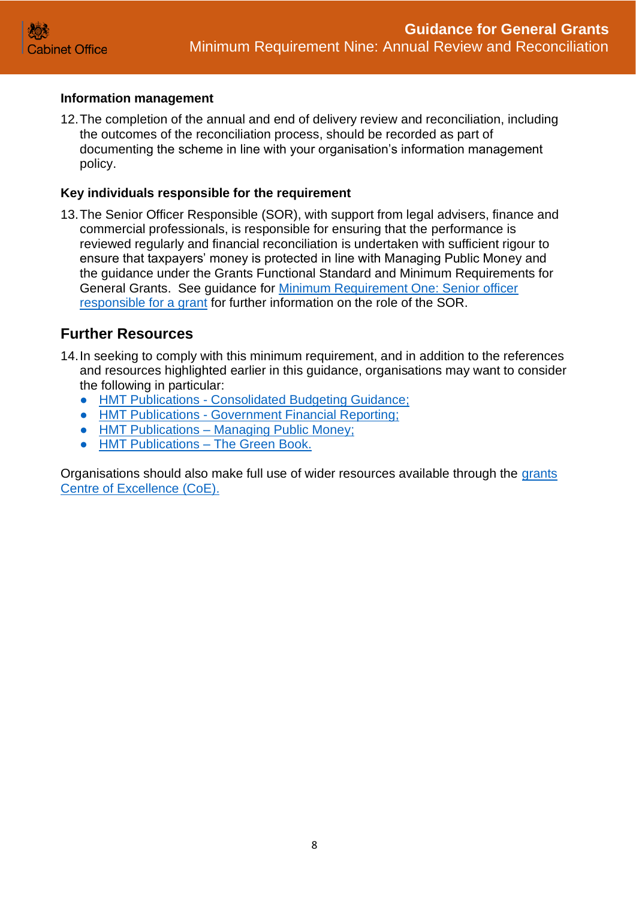**Information management**

12. The completion of the annual and end of delivery review and reconciliation, including the outcomes of the reconciliation process, should be recorded as part of documenting the scheme in line with your organisation's information management policy.

**Key individuals responsible for the requirement**

13. The Senior Officer Responsible (SOR), with support from legal advisers, finance and commercial professionals, is responsible for ensuring that the performance is reviewed regularly and financial reconciliation is undertaken with sufficient rigour to ensure that taxpayers' money is protected in line with Managing Public Money and the guidance under the Grants Functional Standard and Minimum Requirements for General Grants. See guidance for Minimum Requirement One: Senior officer responsible for a grant for further information on the role of the SOR.

## Further Resources

14. In seeking to comply with this minimum requirement, and in addition to the references and resources highlighted earlier in this guidance, organisations may want to consider the following in particular:
   - HMT Publications - Consolidated Budgeting Guidance;
   - HMT Publications - Government Financial Reporting;
   - HMT Publications – Managing Public Money;
   - HMT Publications – The Green Book.

Organisations should also make full use of wider resources available through the grants Centre of Excellence (CoE).